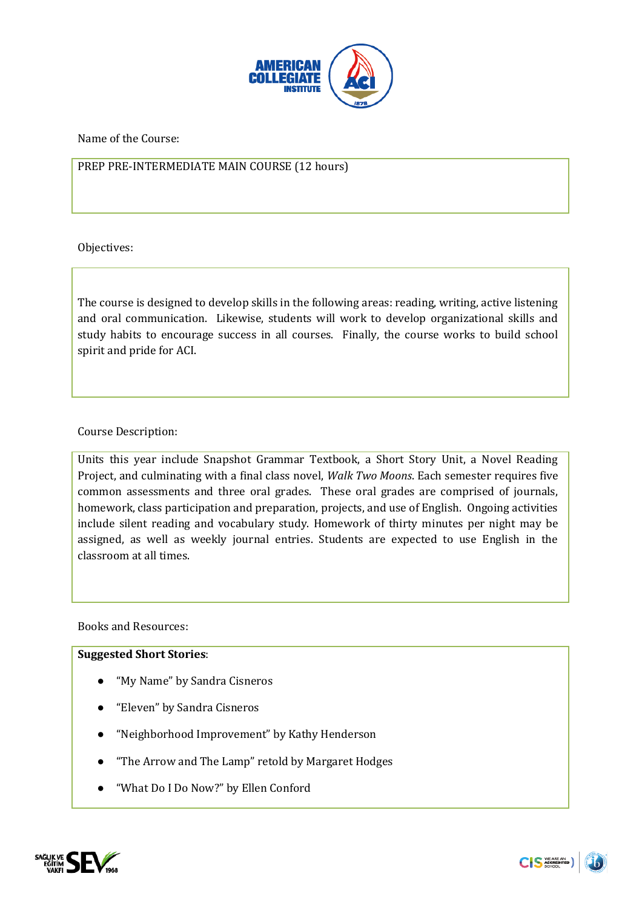Name of the Course:

PREP PRE-INTERMEDIATE MAIN COURSE (12 hours)

Objectives:

The course is designed to develop skills in the following areas: reading, writing, active listening and oral communication. Likewise, students will work to develop organizational skills and study habits to encourage success in all courses. Finally, the course works to build school spirit and pride for ACI.

Course Description:

Units this year include Snapshot Grammar Textbook, a Short Story Unit, a Novel Reading Project, and culminating with a final class novel, *Walk Two Moons*. Each semester requires five common assessments and three oral grades. These oral grades are comprised of journals, homework, class participation and preparation, projects, and use of English. Ongoing activities include silent reading and vocabulary study. Homework of thirty minutes per night may be assigned, as well as weekly journal entries. Students are expected to use English in the classroom at all times.

Books and Resources:

**Suggested Short Stories**:

- "My Name" by Sandra Cisneros
- "Eleven" by Sandra Cisneros
- "Neighborhood Improvement" by Kathy Henderson
- "The Arrow and The Lamp" retold by Margaret Hodges
- "What Do I Do Now?" by Ellen Conford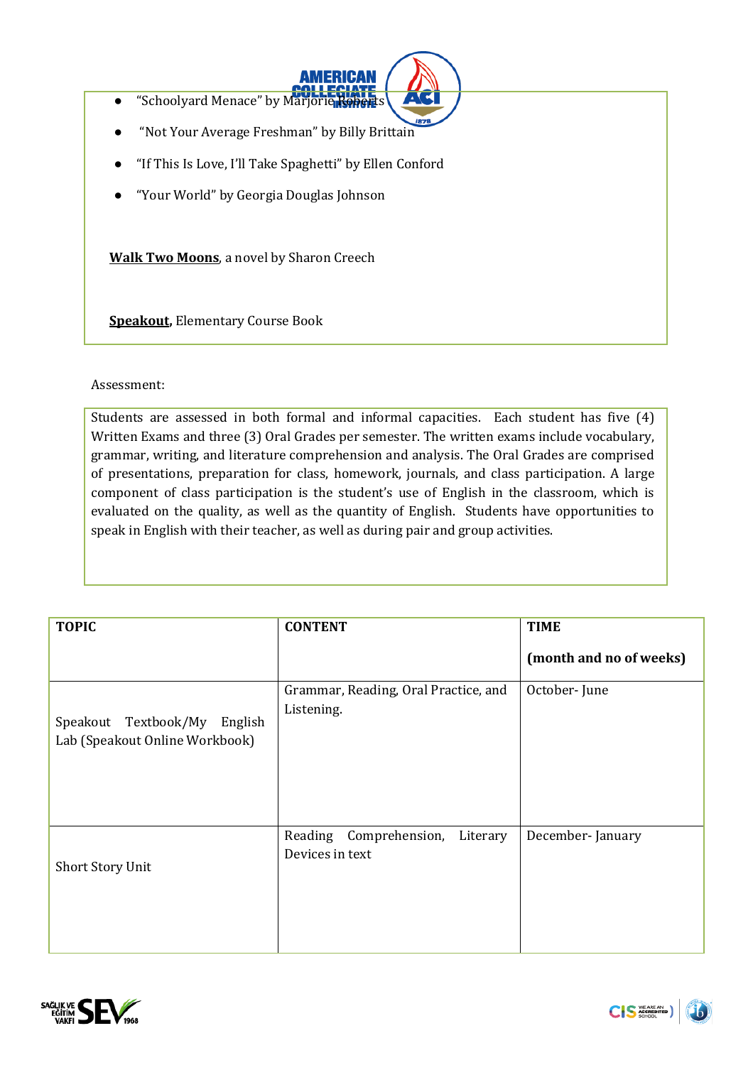- "Schoolyard Menace" by Marjorie Roberts
- "Not Your Average Freshman" by Billy Brittain
- "If This Is Love, I'll Take Spaghetti" by Ellen Conford
- "Your World" by Georgia Douglas Johnson

**Walk Two Moons**, a novel by Sharon Creech

**Speakout,** Elementary Course Book

Assessment:

Students are assessed in both formal and informal capacities. Each student has five (4) Written Exams and three (3) Oral Grades per semester. The written exams include vocabulary, grammar, writing, and literature comprehension and analysis. The Oral Grades are comprised of presentations, preparation for class, homework, journals, and class participation. A large component of class participation is the student's use of English in the classroom, which is evaluated on the quality, as well as the quantity of English. Students have opportunities to speak in English with their teacher, as well as during pair and group activities.

| **TOPIC** | **CONTENT** | **TIME (month and no of weeks)** |
|---|---|---|
| Speakout Textbook/My English Lab (Speakout Online Workbook) | Grammar, Reading, Oral Practice, and Listening. | October- June |
| Short Story Unit | Reading Comprehension, Literary Devices in text | December- January |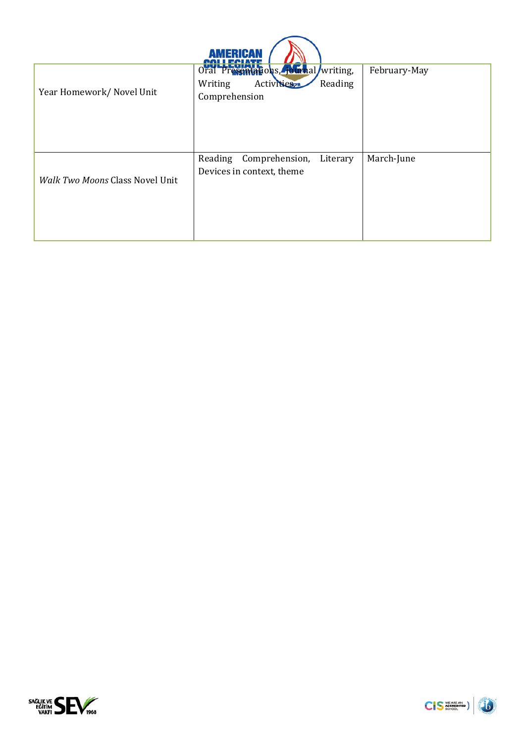| | | |
|---|---|---|
| Year Homework/ Novel Unit | Oral Presentations, Journal writing, Writing Activities, Reading Comprehension | February-May |
| *Walk Two Moons* Class Novel Unit | Reading Comprehension, Literary Devices in context, theme | March-June |